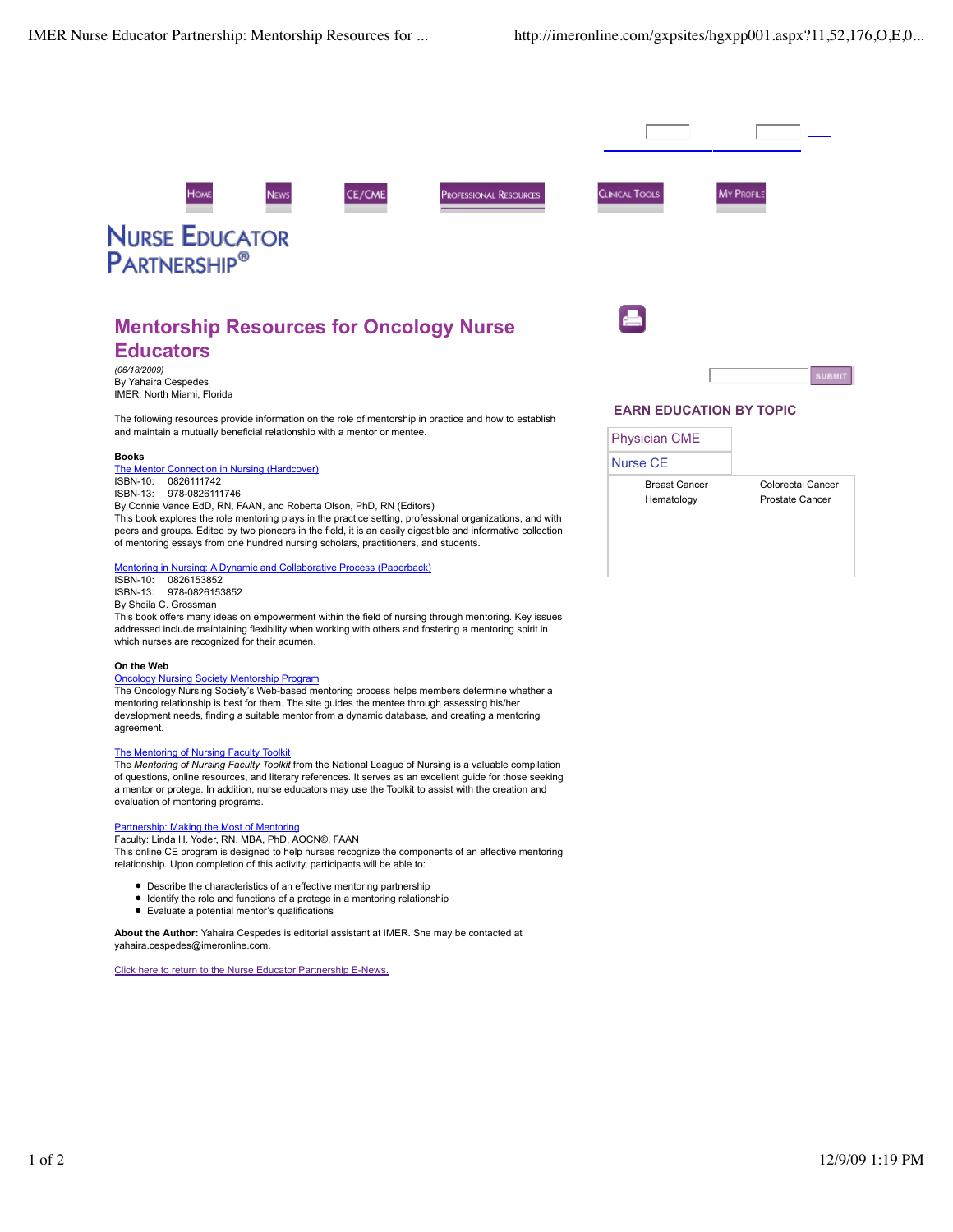Home News CE/CME Professional Resources Clinical Tools My Profile

NURSE EDUCATOR PARTNERSHIP®

# Mentorship Resources for Oncology Nurse Educators

*(06/18/2009)*
By Yahaira Cespedes
IMER, North Miami, Florida

The following resources provide information on the role of mentorship in practice and how to establish and maintain a mutually beneficial relationship with a mentor or mentee.

**Books**

The Mentor Connection in Nursing (Hardcover)
ISBN-10: 0826111742
ISBN-13: 978-0826111746
By Connie Vance EdD, RN, FAAN, and Roberta Olson, PhD, RN (Editors)
This book explores the role mentoring plays in the practice setting, professional organizations, and with peers and groups. Edited by two pioneers in the field, it is an easily digestible and informative collection of mentoring essays from one hundred nursing scholars, practitioners, and students.

Mentoring in Nursing: A Dynamic and Collaborative Process (Paperback)
ISBN-10: 0826153852
ISBN-13: 978-0826153852
By Sheila C. Grossman
This book offers many ideas on empowerment within the field of nursing through mentoring. Key issues addressed include maintaining flexibility when working with others and fostering a mentoring spirit in which nurses are recognized for their acumen.

**On the Web**

Oncology Nursing Society Mentorship Program
The Oncology Nursing Society's Web-based mentoring process helps members determine whether a mentoring relationship is best for them. The site guides the mentee through assessing his/her development needs, finding a suitable mentor from a dynamic database, and creating a mentoring agreement.

The Mentoring of Nursing Faculty Toolkit
The *Mentoring of Nursing Faculty Toolkit* from the National League of Nursing is a valuable compilation of questions, online resources, and literary references. It serves as an excellent guide for those seeking a mentor or protege. In addition, nurse educators may use the Toolkit to assist with the creation and evaluation of mentoring programs.

Partnership: Making the Most of Mentoring
Faculty: Linda H. Yoder, RN, MBA, PhD, AOCN®, FAAN
This online CE program is designed to help nurses recognize the components of an effective mentoring relationship. Upon completion of this activity, participants will be able to:

- Describe the characteristics of an effective mentoring partnership
- Identify the role and functions of a protege in a mentoring relationship
- Evaluate a potential mentor's qualifications

**About the Author:** Yahaira Cespedes is editorial assistant at IMER. She may be contacted at yahaira.cespedes@imeronline.com.

Click here to return to the Nurse Educator Partnership E-News.

SUBMIT

## EARN EDUCATION BY TOPIC

Physician CME

Nurse CE

| | |
|---|---|
| Breast Cancer | Colorectal Cancer |
| Hematology | Prostate Cancer |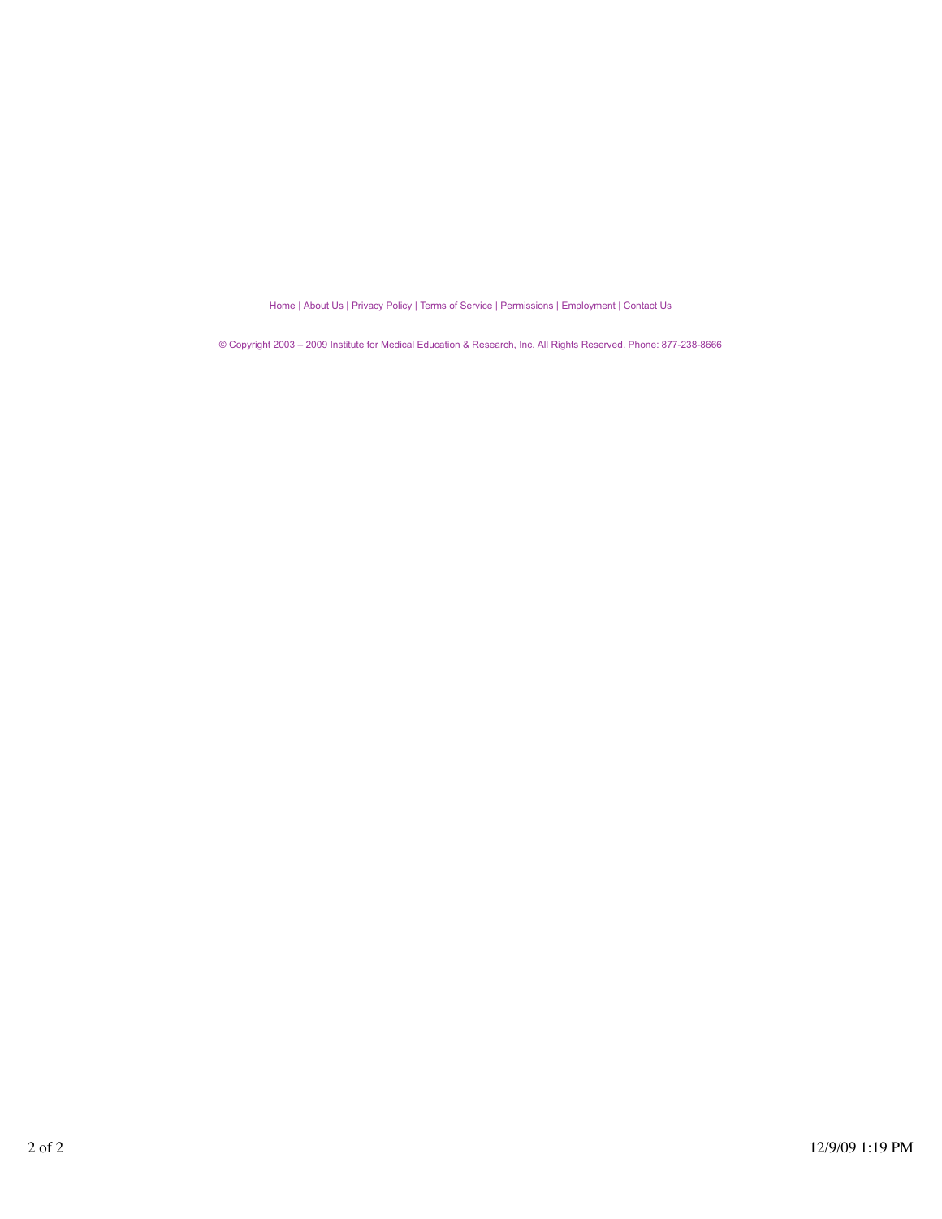Home | About Us | Privacy Policy | Terms of Service | Permissions | Employment | Contact Us

© Copyright 2003 – 2009 Institute for Medical Education & Research, Inc. All Rights Reserved. Phone: 877-238-8666